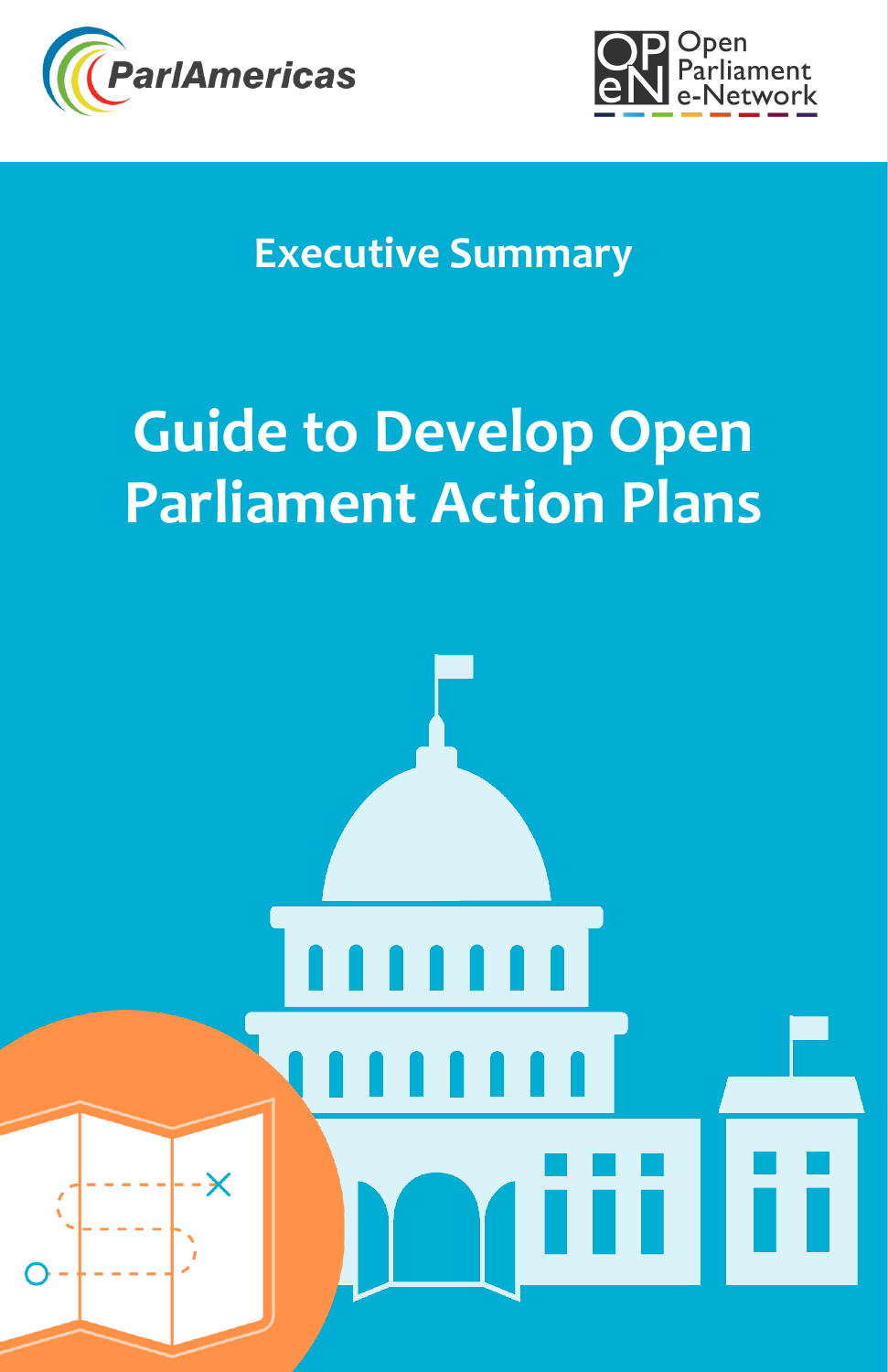ParlAmericas

Open Parliament e-Network

## Executive Summary

# Guide to Develop Open Parliament Action Plans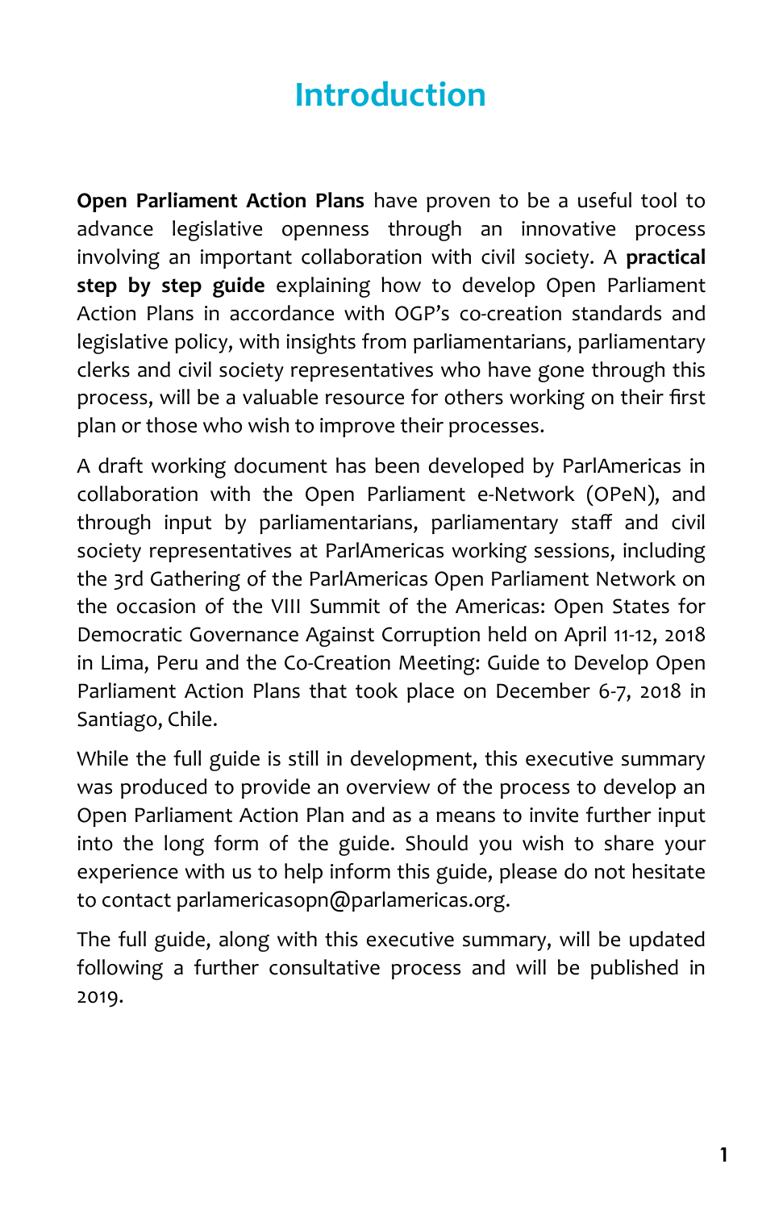# Introduction

**Open Parliament Action Plans** have proven to be a useful tool to advance legislative openness through an innovative process involving an important collaboration with civil society. A **practical step by step guide** explaining how to develop Open Parliament Action Plans in accordance with OGP's co-creation standards and legislative policy, with insights from parliamentarians, parliamentary clerks and civil society representatives who have gone through this process, will be a valuable resource for others working on their first plan or those who wish to improve their processes.

A draft working document has been developed by ParlAmericas in collaboration with the Open Parliament e-Network (OPeN), and through input by parliamentarians, parliamentary staff and civil society representatives at ParlAmericas working sessions, including the 3rd Gathering of the ParlAmericas Open Parliament Network on the occasion of the VIII Summit of the Americas: Open States for Democratic Governance Against Corruption held on April 11-12, 2018 in Lima, Peru and the Co-Creation Meeting: Guide to Develop Open Parliament Action Plans that took place on December 6-7, 2018 in Santiago, Chile.

While the full guide is still in development, this executive summary was produced to provide an overview of the process to develop an Open Parliament Action Plan and as a means to invite further input into the long form of the guide. Should you wish to share your experience with us to help inform this guide, please do not hesitate to contact parlamericasopn@parlamericas.org.

The full guide, along with this executive summary, will be updated following a further consultative process and will be published in 2019.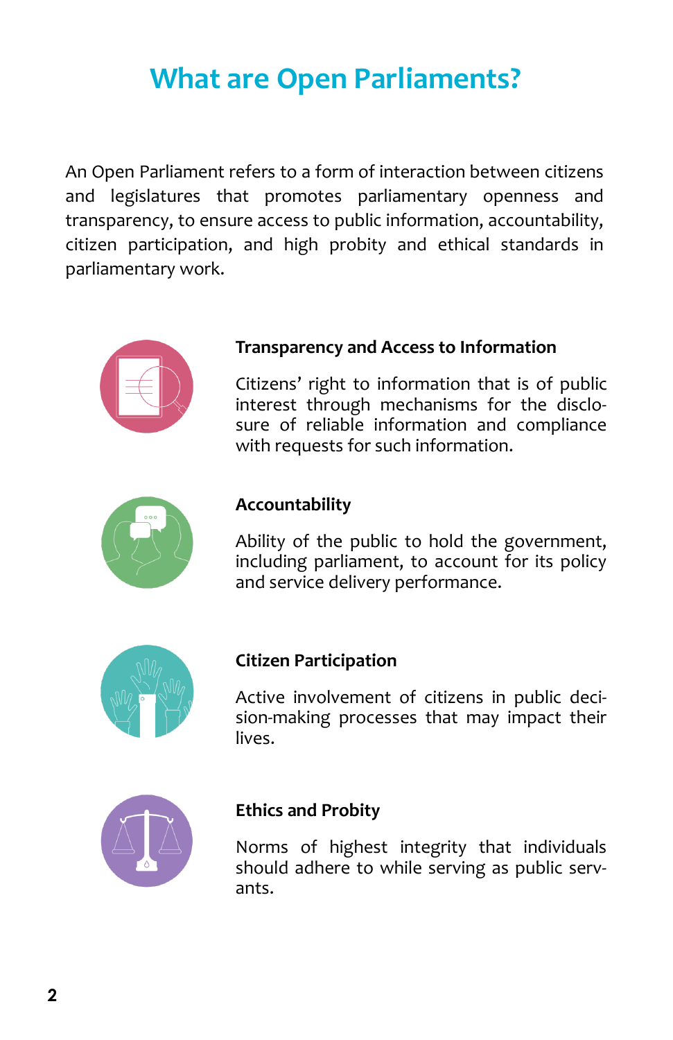# What are Open Parliaments?

An Open Parliament refers to a form of interaction between citizens and legislatures that promotes parliamentary openness and transparency, to ensure access to public information, accountability, citizen participation, and high probity and ethical standards in parliamentary work.

### Transparency and Access to Information

Citizens' right to information that is of public interest through mechanisms for the disclosure of reliable information and compliance with requests for such information.

### Accountability

Ability of the public to hold the government, including parliament, to account for its policy and service delivery performance.

### Citizen Participation

Active involvement of citizens in public decision-making processes that may impact their lives.

### Ethics and Probity

Norms of highest integrity that individuals should adhere to while serving as public servants.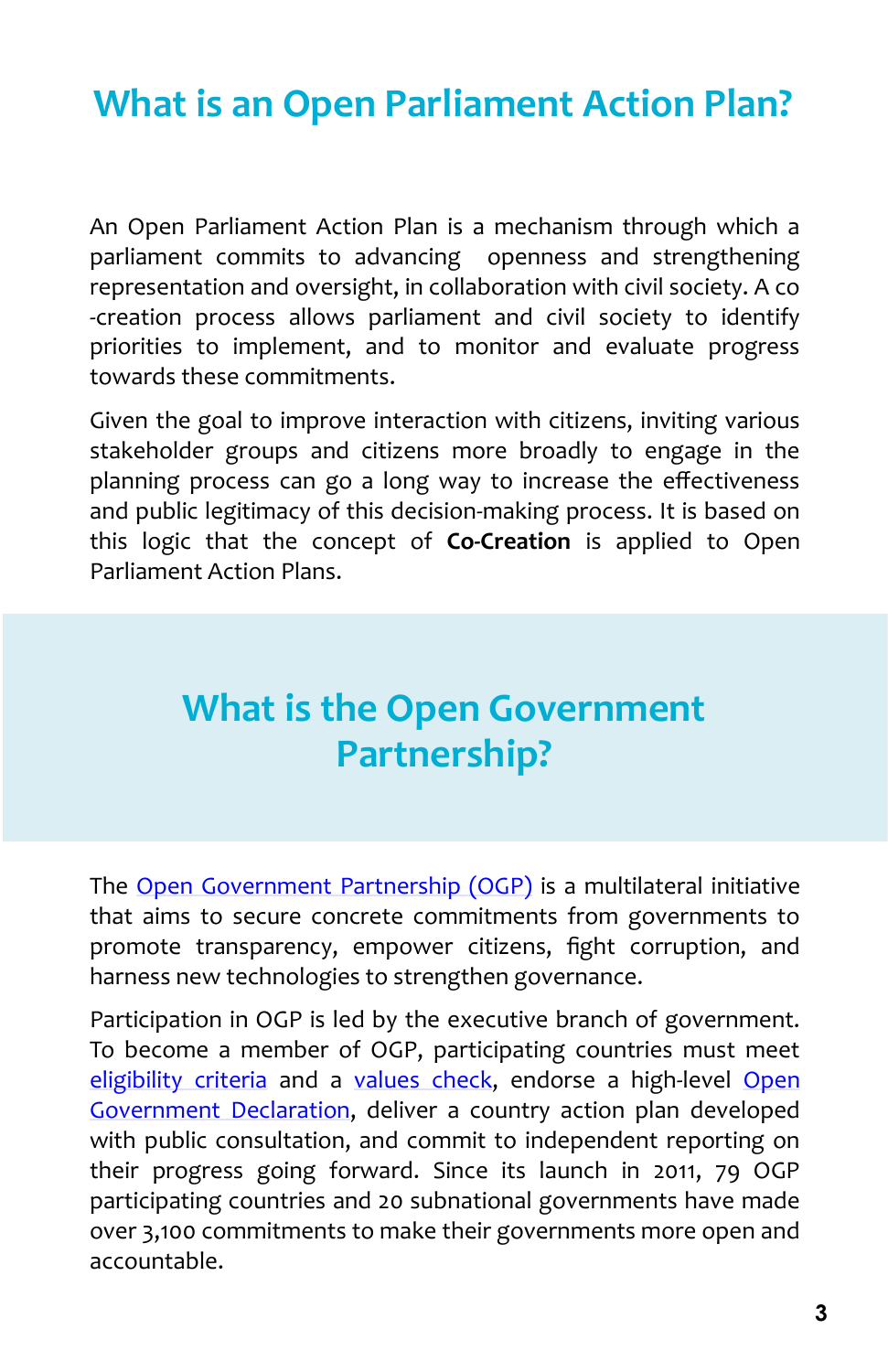# What is an Open Parliament Action Plan?

An Open Parliament Action Plan is a mechanism through which a parliament commits to advancing openness and strengthening representation and oversight, in collaboration with civil society. A co-creation process allows parliament and civil society to identify priorities to implement, and to monitor and evaluate progress towards these commitments.

Given the goal to improve interaction with citizens, inviting various stakeholder groups and citizens more broadly to engage in the planning process can go a long way to increase the effectiveness and public legitimacy of this decision-making process. It is based on this logic that the concept of **Co-Creation** is applied to Open Parliament Action Plans.

# What is the Open Government Partnership?

The Open Government Partnership (OGP) is a multilateral initiative that aims to secure concrete commitments from governments to promote transparency, empower citizens, fight corruption, and harness new technologies to strengthen governance.

Participation in OGP is led by the executive branch of government. To become a member of OGP, participating countries must meet eligibility criteria and a values check, endorse a high-level Open Government Declaration, deliver a country action plan developed with public consultation, and commit to independent reporting on their progress going forward. Since its launch in 2011, 79 OGP participating countries and 20 subnational governments have made over 3,100 commitments to make their governments more open and accountable.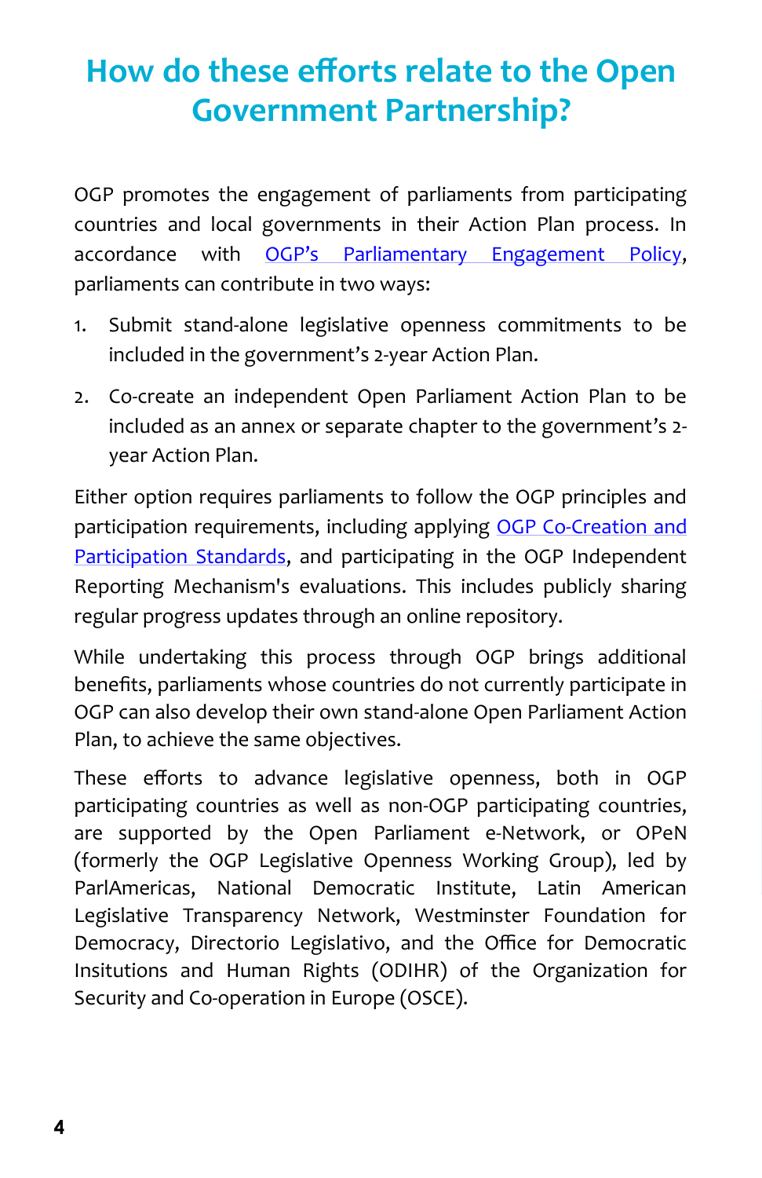# How do these efforts relate to the Open Government Partnership?

OGP promotes the engagement of parliaments from participating countries and local governments in their Action Plan process. In accordance with [OGP's Parliamentary Engagement Policy](), parliaments can contribute in two ways:

1. Submit stand-alone legislative openness commitments to be included in the government's 2-year Action Plan.
2. Co-create an independent Open Parliament Action Plan to be included as an annex or separate chapter to the government's 2-year Action Plan.

Either option requires parliaments to follow the OGP principles and participation requirements, including applying [OGP Co-Creation and Participation Standards](), and participating in the OGP Independent Reporting Mechanism's evaluations. This includes publicly sharing regular progress updates through an online repository.

While undertaking this process through OGP brings additional benefits, parliaments whose countries do not currently participate in OGP can also develop their own stand-alone Open Parliament Action Plan, to achieve the same objectives.

These efforts to advance legislative openness, both in OGP participating countries as well as non-OGP participating countries, are supported by the Open Parliament e-Network, or OPeN (formerly the OGP Legislative Openness Working Group), led by ParlAmericas, National Democratic Institute, Latin American Legislative Transparency Network, Westminster Foundation for Democracy, Directorio Legislativo, and the Office for Democratic Insitutions and Human Rights (ODIHR) of the Organization for Security and Co-operation in Europe (OSCE).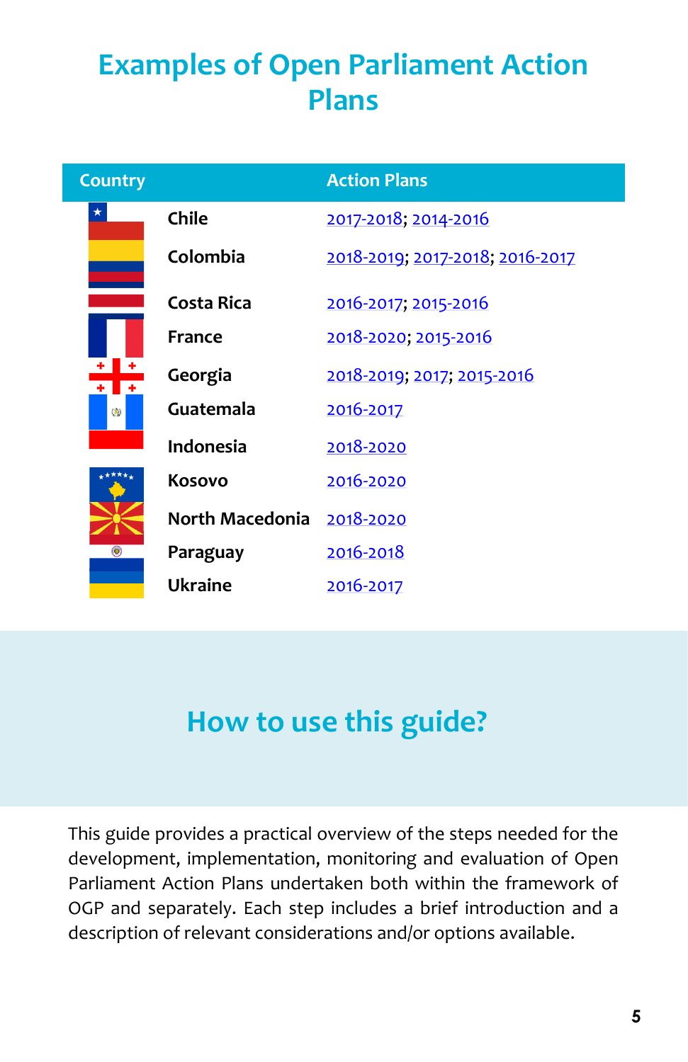# Examples of Open Parliament Action Plans

| Country | Action Plans |
|---|---|
| Chile | 2017-2018; 2014-2016 |
| Colombia | 2018-2019; 2017-2018; 2016-2017 |
| Costa Rica | 2016-2017; 2015-2016 |
| France | 2018-2020; 2015-2016 |
| Georgia | 2018-2019; 2017; 2015-2016 |
| Guatemala | 2016-2017 |
| Indonesia | 2018-2020 |
| Kosovo | 2016-2020 |
| North Macedonia | 2018-2020 |
| Paraguay | 2016-2018 |
| Ukraine | 2016-2017 |

## How to use this guide?

This guide provides a practical overview of the steps needed for the development, implementation, monitoring and evaluation of Open Parliament Action Plans undertaken both within the framework of OGP and separately. Each step includes a brief introduction and a description of relevant considerations and/or options available.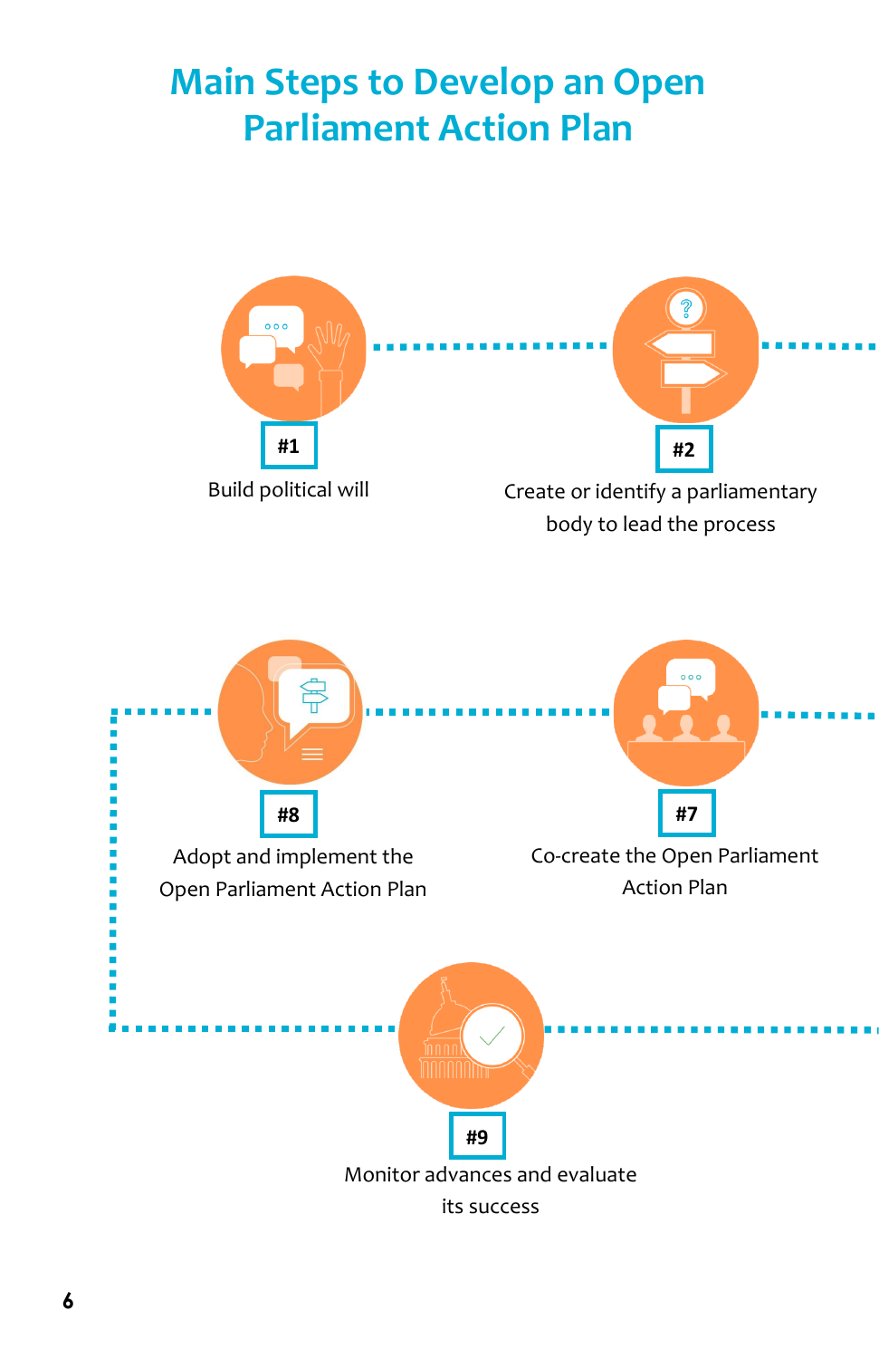# Main Steps to Develop an Open Parliament Action Plan

**#1**

Build political will

**#2**

Create or identify a parliamentary body to lead the process

**#7**

Co-create the Open Parliament Action Plan

**#8**

Adopt and implement the Open Parliament Action Plan

**#9**

Monitor advances and evaluate its success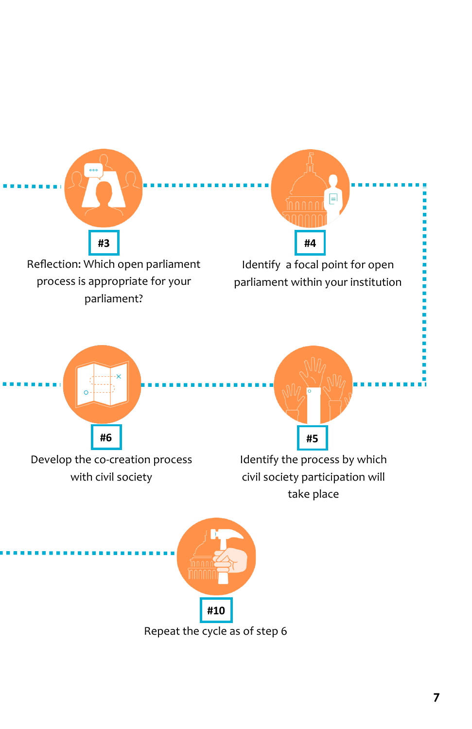**#3**

Reflection: Which open parliament process is appropriate for your parliament?

**#4**

Identify a focal point for open parliament within your institution

**#5**

Identify the process by which civil society participation will take place

**#6**

Develop the co-creation process with civil society

**#10**

Repeat the cycle as of step 6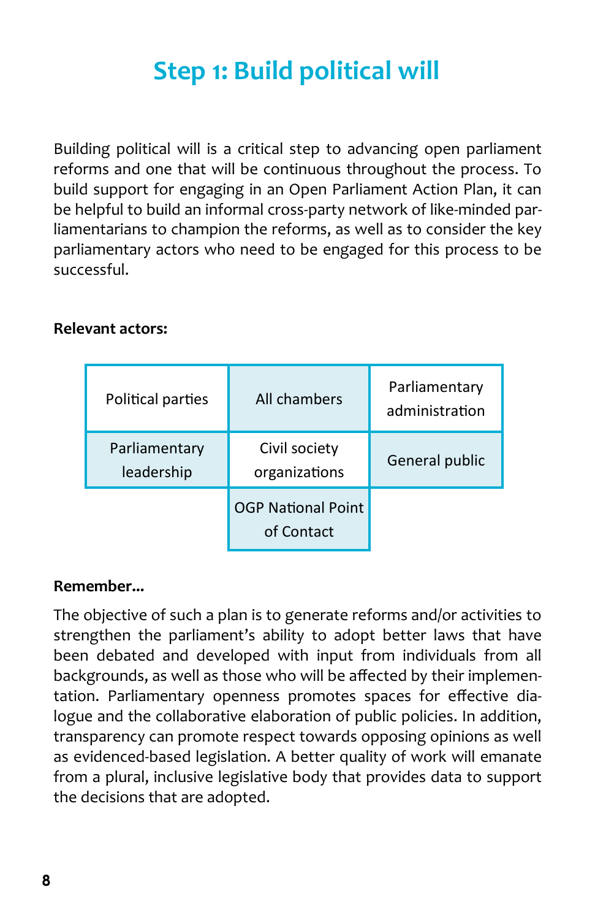# Step 1: Build political will

Building political will is a critical step to advancing open parliament reforms and one that will be continuous throughout the process. To build support for engaging in an Open Parliament Action Plan, it can be helpful to build an informal cross-party network of like-minded parliamentarians to champion the reforms, as well as to consider the key parliamentary actors who need to be engaged for this process to be successful.

**Relevant actors:**

| | | |
|---|---|---|
| Political parties | All chambers | Parliamentary administration |
| Parliamentary leadership | Civil society organizations | General public |
| | OGP National Point of Contact | |

**Remember...**

The objective of such a plan is to generate reforms and/or activities to strengthen the parliament's ability to adopt better laws that have been debated and developed with input from individuals from all backgrounds, as well as those who will be affected by their implementation. Parliamentary openness promotes spaces for effective dialogue and the collaborative elaboration of public policies. In addition, transparency can promote respect towards opposing opinions as well as evidenced-based legislation. A better quality of work will emanate from a plural, inclusive legislative body that provides data to support the decisions that are adopted.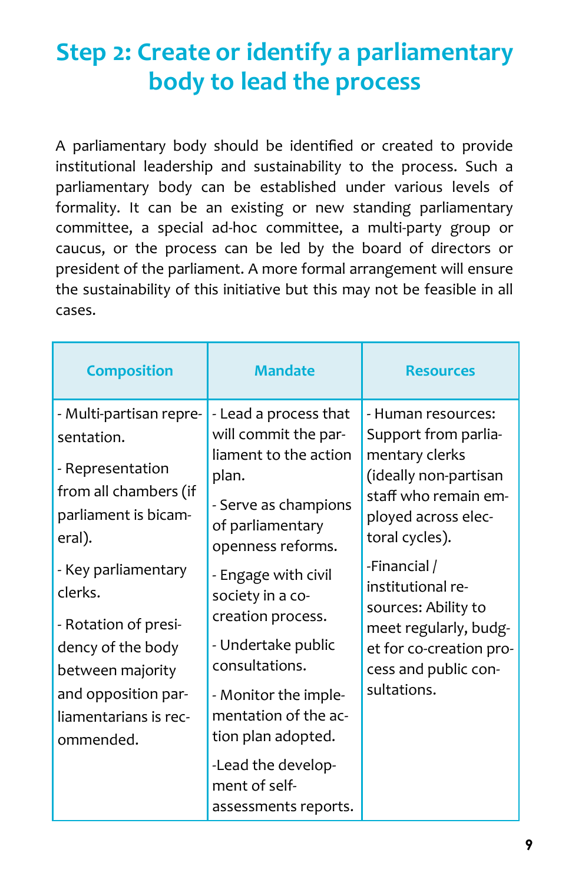# Step 2: Create or identify a parliamentary body to lead the process

A parliamentary body should be identified or created to provide institutional leadership and sustainability to the process. Such a parliamentary body can be established under various levels of formality. It can be an existing or new standing parliamentary committee, a special ad-hoc committee, a multi-party group or caucus, or the process can be led by the board of directors or president of the parliament. A more formal arrangement will ensure the sustainability of this initiative but this may not be feasible in all cases.

| Composition | Mandate | Resources |
|---|---|---|
| - Multi-partisan representation.<br>- Representation from all chambers (if parliament is bicameral).<br>- Key parliamentary clerks.<br>- Rotation of presidency of the body between majority and opposition parliamentarians is recommended. | - Lead a process that will commit the parliament to the action plan.<br>- Serve as champions of parliamentary openness reforms.<br>- Engage with civil society in a co-creation process.<br>- Undertake public consultations.<br>- Monitor the implementation of the action plan adopted.<br>-Lead the development of self-assessments reports. | - Human resources: Support from parliamentary clerks (ideally non-partisan staff who remain employed across electoral cycles).<br>-Financial / institutional resources: Ability to meet regularly, budget for co-creation process and public consultations. |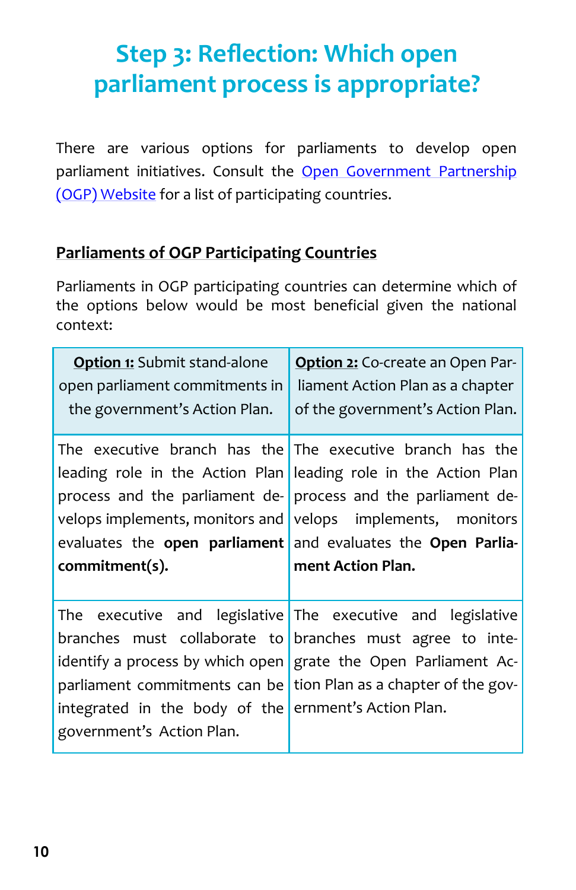# Step 3: Reflection: Which open parliament process is appropriate?

There are various options for parliaments to develop open parliament initiatives. Consult the [Open Government Partnership (OGP) Website]() for a list of participating countries.

## Parliaments of OGP Participating Countries

Parliaments in OGP participating countries can determine which of the options below would be most beneficial given the national context:

| **Option 1:** Submit stand-alone open parliament commitments in the government's Action Plan. | **Option 2:** Co-create an Open Parliament Action Plan as a chapter of the government's Action Plan. |
|---|---|
| The executive branch has the leading role in the Action Plan process and the parliament develops implements, monitors and evaluates the **open parliament commitment(s).** | The executive branch has the leading role in the Action Plan process and the parliament develops implements, monitors and evaluates the **Open Parliament Action Plan.** |
| The executive and legislative branches must collaborate to identify a process by which open parliament commitments can be integrated in the body of the government's Action Plan. | The executive and legislative branches must agree to integrate the Open Parliament Action Plan as a chapter of the government's Action Plan. |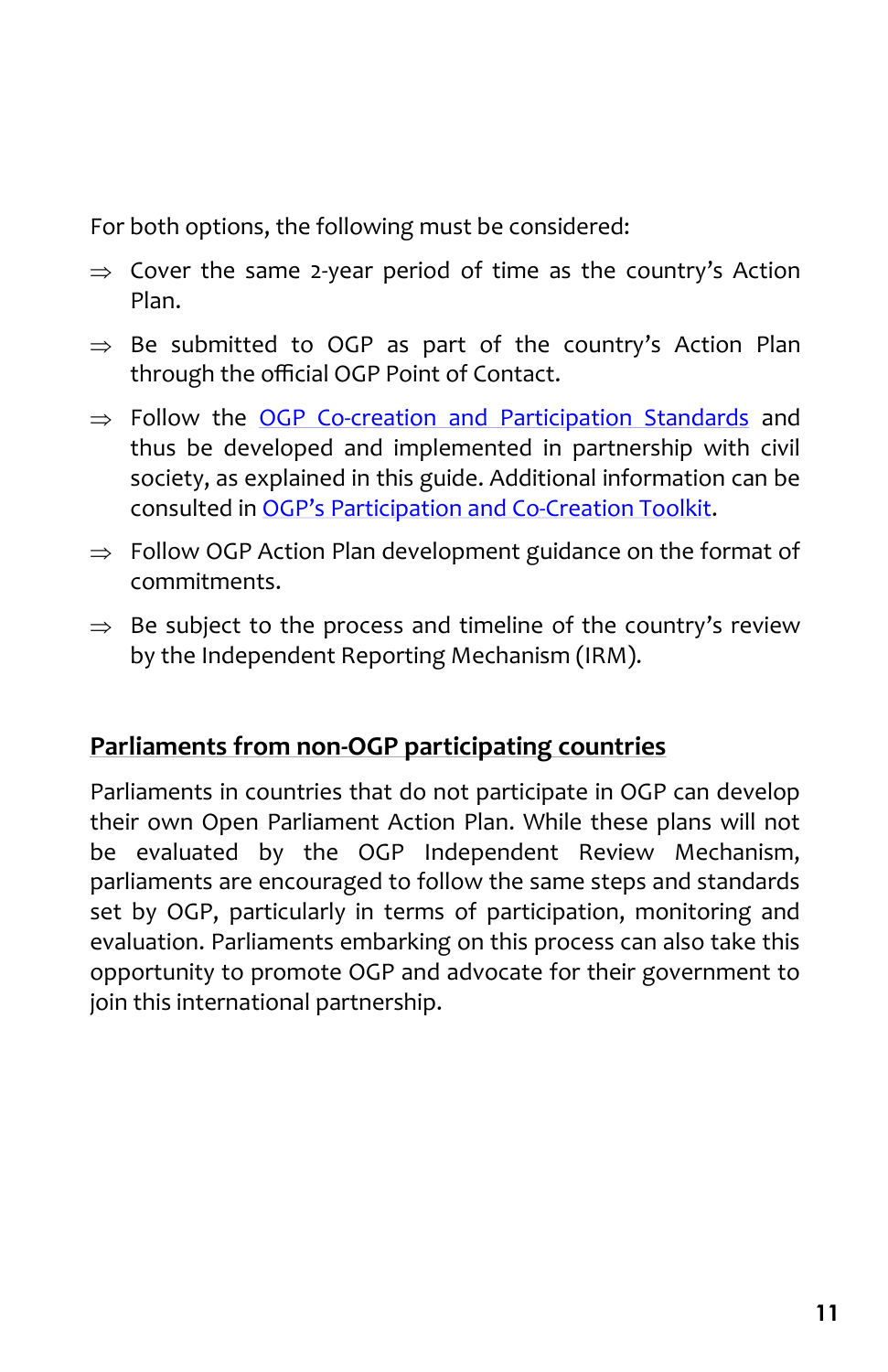For both options, the following must be considered:

⇒ Cover the same 2-year period of time as the country's Action Plan.

⇒ Be submitted to OGP as part of the country's Action Plan through the official OGP Point of Contact.

⇒ Follow the OGP Co-creation and Participation Standards and thus be developed and implemented in partnership with civil society, as explained in this guide. Additional information can be consulted in OGP's Participation and Co-Creation Toolkit.

⇒ Follow OGP Action Plan development guidance on the format of commitments.

⇒ Be subject to the process and timeline of the country's review by the Independent Reporting Mechanism (IRM).

## Parliaments from non-OGP participating countries

Parliaments in countries that do not participate in OGP can develop their own Open Parliament Action Plan. While these plans will not be evaluated by the OGP Independent Review Mechanism, parliaments are encouraged to follow the same steps and standards set by OGP, particularly in terms of participation, monitoring and evaluation. Parliaments embarking on this process can also take this opportunity to promote OGP and advocate for their government to join this international partnership.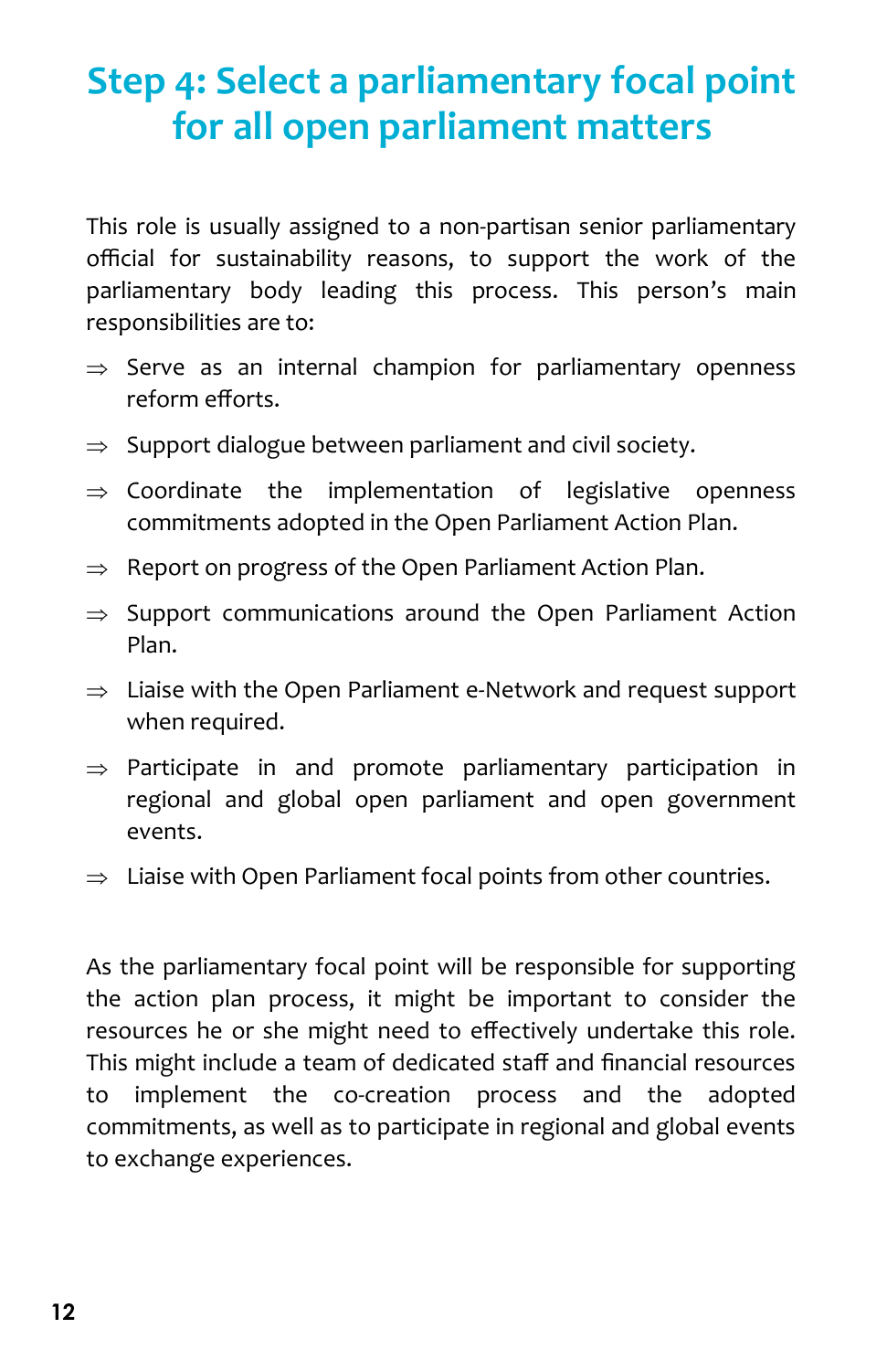# Step 4: Select a parliamentary focal point for all open parliament matters

This role is usually assigned to a non-partisan senior parliamentary official for sustainability reasons, to support the work of the parliamentary body leading this process. This person's main responsibilities are to:

- ⇒ Serve as an internal champion for parliamentary openness reform efforts.
- ⇒ Support dialogue between parliament and civil society.
- ⇒ Coordinate the implementation of legislative openness commitments adopted in the Open Parliament Action Plan.
- ⇒ Report on progress of the Open Parliament Action Plan.
- ⇒ Support communications around the Open Parliament Action Plan.
- ⇒ Liaise with the Open Parliament e-Network and request support when required.
- ⇒ Participate in and promote parliamentary participation in regional and global open parliament and open government events.
- ⇒ Liaise with Open Parliament focal points from other countries.

As the parliamentary focal point will be responsible for supporting the action plan process, it might be important to consider the resources he or she might need to effectively undertake this role. This might include a team of dedicated staff and financial resources to implement the co-creation process and the adopted commitments, as well as to participate in regional and global events to exchange experiences.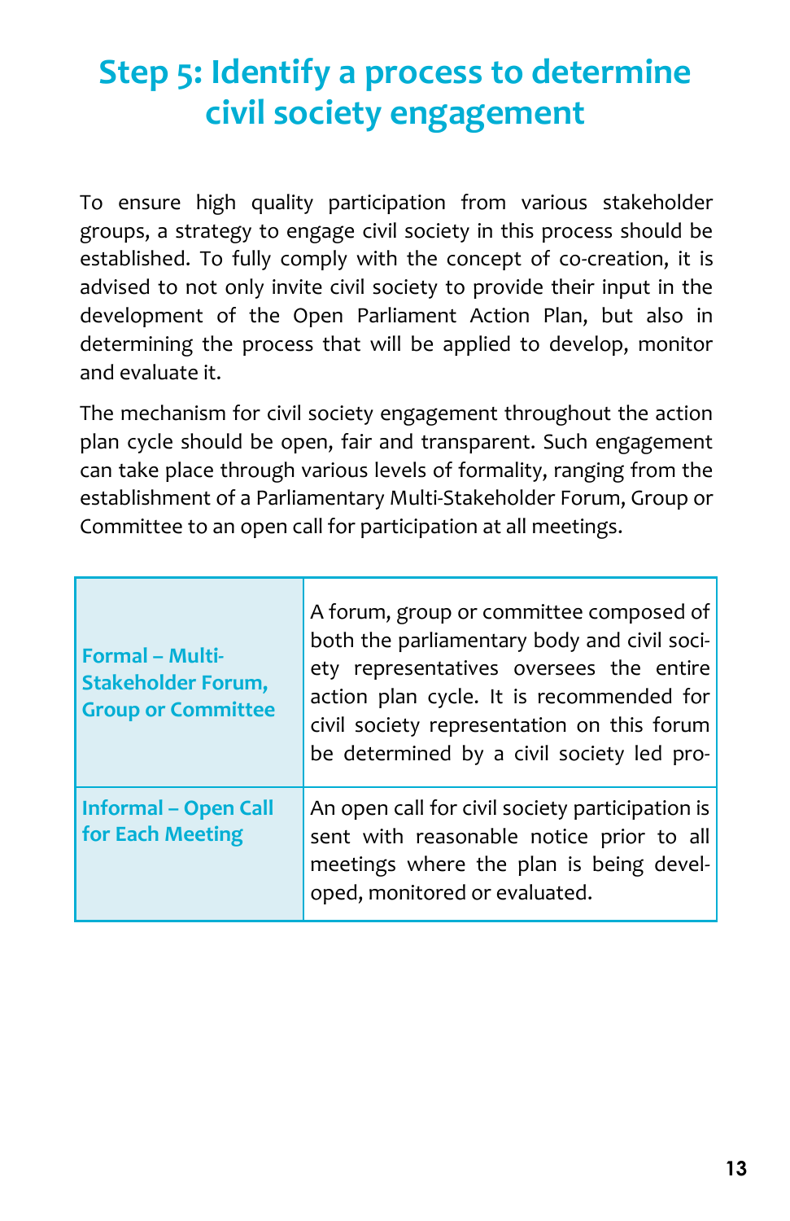# Step 5: Identify a process to determine civil society engagement

To ensure high quality participation from various stakeholder groups, a strategy to engage civil society in this process should be established. To fully comply with the concept of co-creation, it is advised to not only invite civil society to provide their input in the development of the Open Parliament Action Plan, but also in determining the process that will be applied to develop, monitor and evaluate it.

The mechanism for civil society engagement throughout the action plan cycle should be open, fair and transparent. Such engagement can take place through various levels of formality, ranging from the establishment of a Parliamentary Multi-Stakeholder Forum, Group or Committee to an open call for participation at all meetings.

| | |
|---|---|
| **Formal – Multi-Stakeholder Forum, Group or Committee** | A forum, group or committee composed of both the parliamentary body and civil society representatives oversees the entire action plan cycle. It is recommended for civil society representation on this forum be determined by a civil society led pro- |
| **Informal – Open Call for Each Meeting** | An open call for civil society participation is sent with reasonable notice prior to all meetings where the plan is being developed, monitored or evaluated. |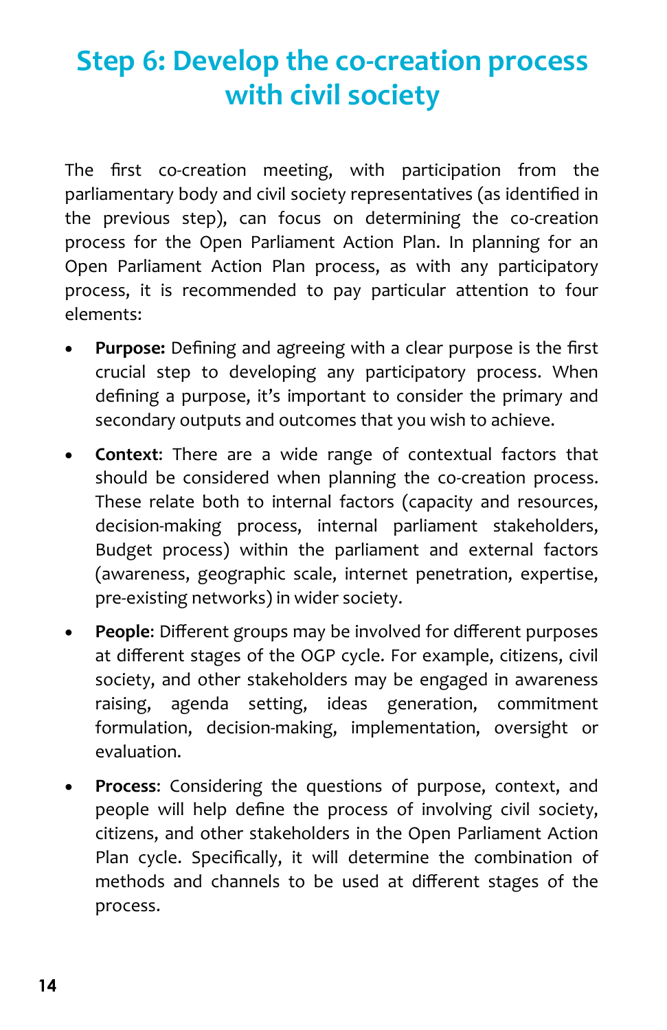# Step 6: Develop the co-creation process with civil society

The first co-creation meeting, with participation from the parliamentary body and civil society representatives (as identified in the previous step), can focus on determining the co-creation process for the Open Parliament Action Plan. In planning for an Open Parliament Action Plan process, as with any participatory process, it is recommended to pay particular attention to four elements:

- **Purpose:** Defining and agreeing with a clear purpose is the first crucial step to developing any participatory process. When defining a purpose, it's important to consider the primary and secondary outputs and outcomes that you wish to achieve.
- **Context**: There are a wide range of contextual factors that should be considered when planning the co-creation process. These relate both to internal factors (capacity and resources, decision-making process, internal parliament stakeholders, Budget process) within the parliament and external factors (awareness, geographic scale, internet penetration, expertise, pre-existing networks) in wider society.
- **People**: Different groups may be involved for different purposes at different stages of the OGP cycle. For example, citizens, civil society, and other stakeholders may be engaged in awareness raising, agenda setting, ideas generation, commitment formulation, decision-making, implementation, oversight or evaluation.
- **Process**: Considering the questions of purpose, context, and people will help define the process of involving civil society, citizens, and other stakeholders in the Open Parliament Action Plan cycle. Specifically, it will determine the combination of methods and channels to be used at different stages of the process.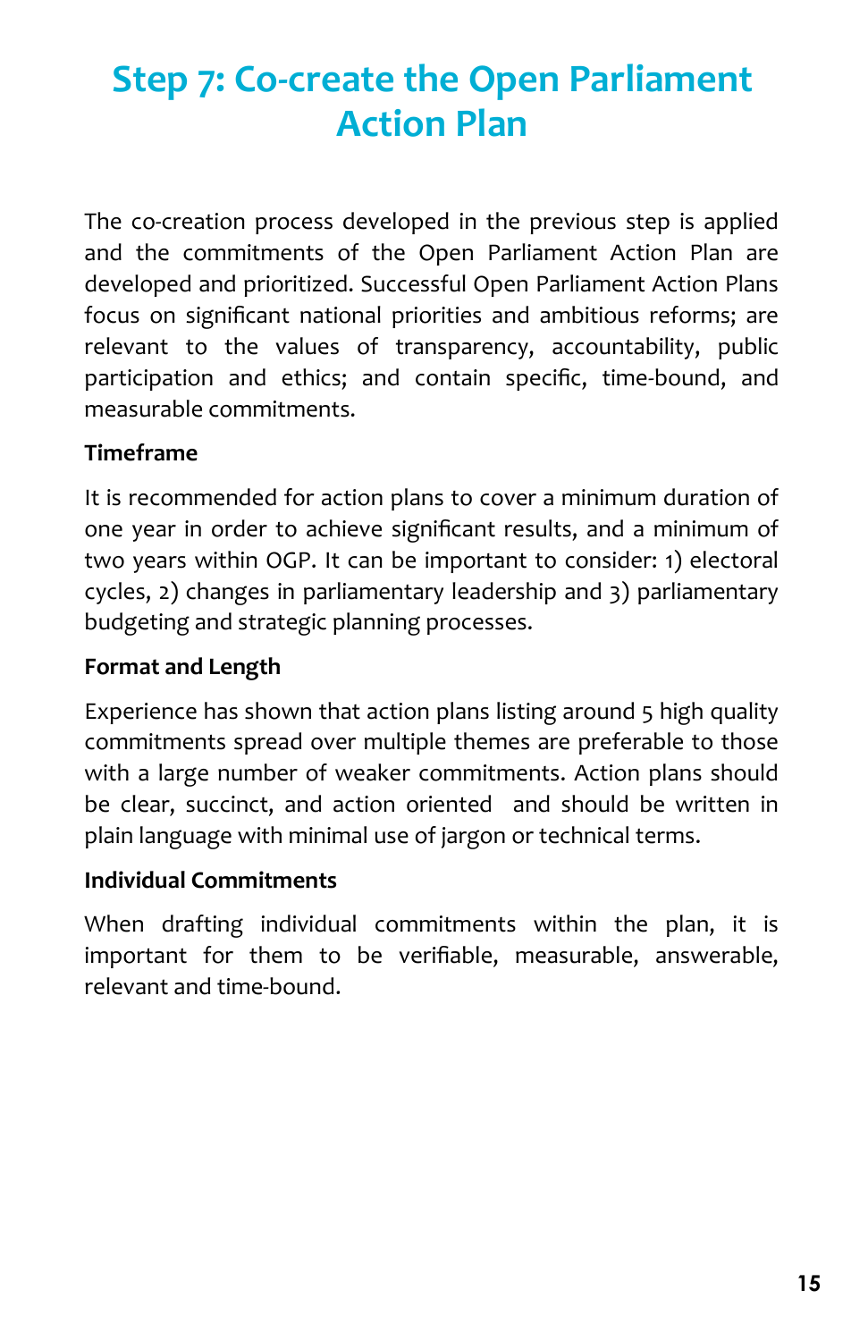# Step 7: Co-create the Open Parliament Action Plan

The co-creation process developed in the previous step is applied and the commitments of the Open Parliament Action Plan are developed and prioritized. Successful Open Parliament Action Plans focus on significant national priorities and ambitious reforms; are relevant to the values of transparency, accountability, public participation and ethics; and contain specific, time-bound, and measurable commitments.

**Timeframe**

It is recommended for action plans to cover a minimum duration of one year in order to achieve significant results, and a minimum of two years within OGP. It can be important to consider: 1) electoral cycles, 2) changes in parliamentary leadership and 3) parliamentary budgeting and strategic planning processes.

**Format and Length**

Experience has shown that action plans listing around 5 high quality commitments spread over multiple themes are preferable to those with a large number of weaker commitments. Action plans should be clear, succinct, and action oriented and should be written in plain language with minimal use of jargon or technical terms.

**Individual Commitments**

When drafting individual commitments within the plan, it is important for them to be verifiable, measurable, answerable, relevant and time-bound.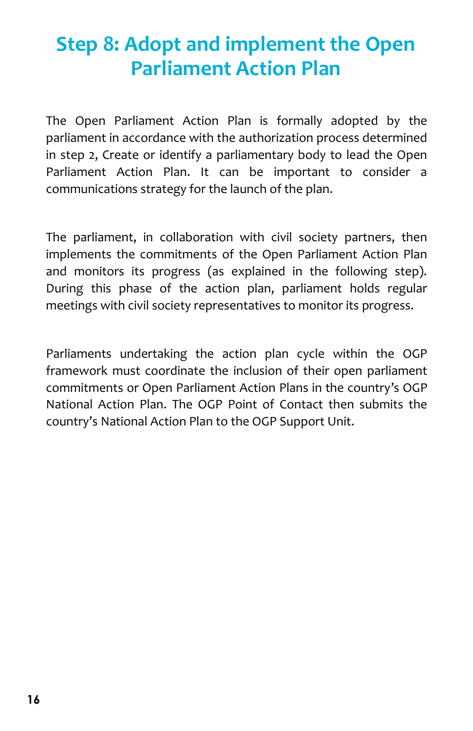# Step 8: Adopt and implement the Open Parliament Action Plan

The Open Parliament Action Plan is formally adopted by the parliament in accordance with the authorization process determined in step 2, Create or identify a parliamentary body to lead the Open Parliament Action Plan. It can be important to consider a communications strategy for the launch of the plan.

The parliament, in collaboration with civil society partners, then implements the commitments of the Open Parliament Action Plan and monitors its progress (as explained in the following step). During this phase of the action plan, parliament holds regular meetings with civil society representatives to monitor its progress.

Parliaments undertaking the action plan cycle within the OGP framework must coordinate the inclusion of their open parliament commitments or Open Parliament Action Plans in the country's OGP National Action Plan. The OGP Point of Contact then submits the country's National Action Plan to the OGP Support Unit.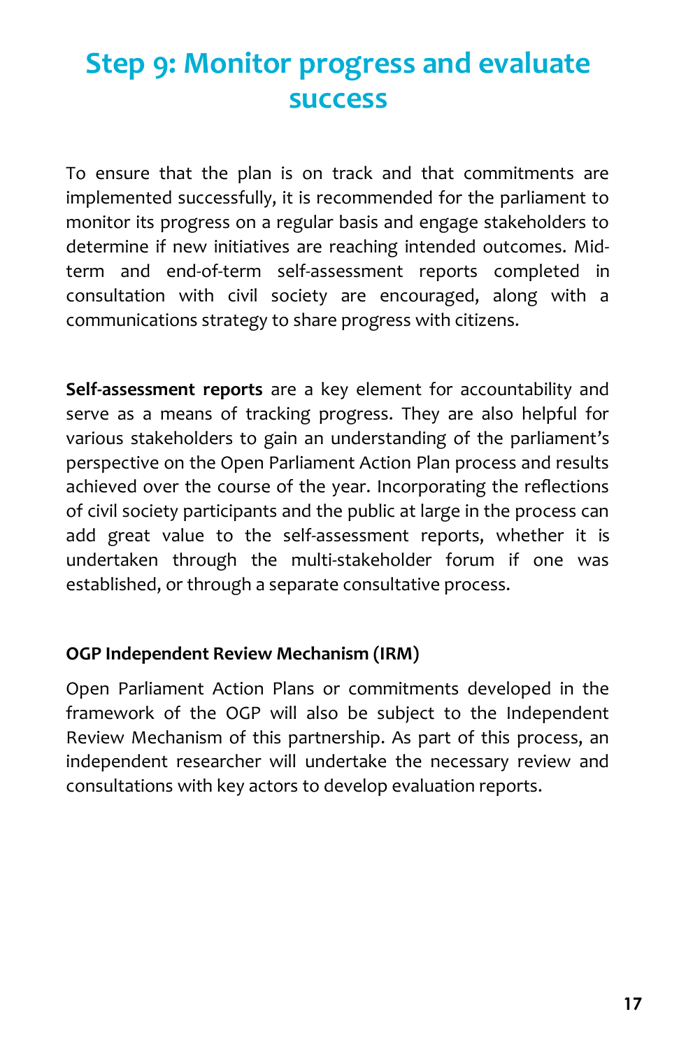# Step 9: Monitor progress and evaluate success

To ensure that the plan is on track and that commitments are implemented successfully, it is recommended for the parliament to monitor its progress on a regular basis and engage stakeholders to determine if new initiatives are reaching intended outcomes. Mid-term and end-of-term self-assessment reports completed in consultation with civil society are encouraged, along with a communications strategy to share progress with citizens.

**Self-assessment reports** are a key element for accountability and serve as a means of tracking progress. They are also helpful for various stakeholders to gain an understanding of the parliament's perspective on the Open Parliament Action Plan process and results achieved over the course of the year. Incorporating the reflections of civil society participants and the public at large in the process can add great value to the self-assessment reports, whether it is undertaken through the multi-stakeholder forum if one was established, or through a separate consultative process.

**OGP Independent Review Mechanism (IRM)**

Open Parliament Action Plans or commitments developed in the framework of the OGP will also be subject to the Independent Review Mechanism of this partnership. As part of this process, an independent researcher will undertake the necessary review and consultations with key actors to develop evaluation reports.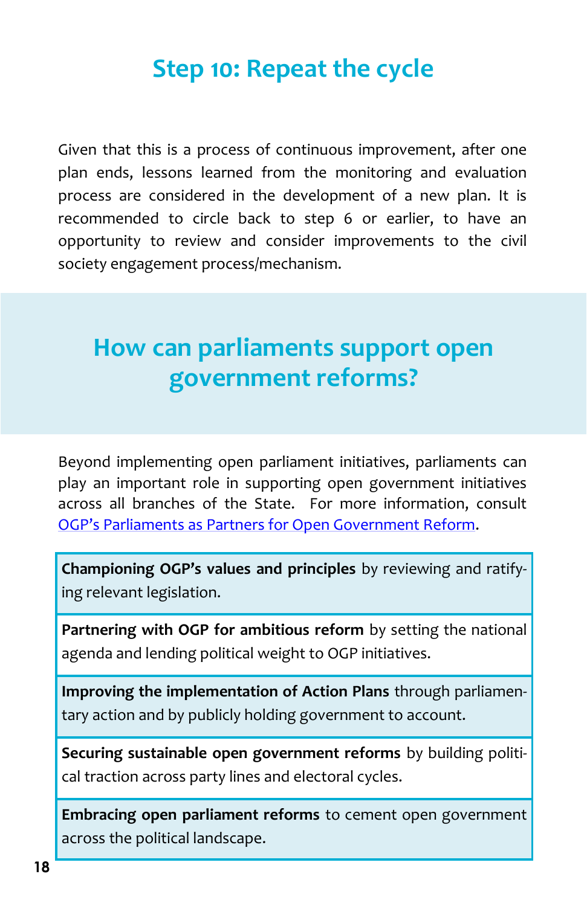## Step 10: Repeat the cycle

Given that this is a process of continuous improvement, after one plan ends, lessons learned from the monitoring and evaluation process are considered in the development of a new plan. It is recommended to circle back to step 6 or earlier, to have an opportunity to review and consider improvements to the civil society engagement process/mechanism.

## How can parliaments support open government reforms?

Beyond implementing open parliament initiatives, parliaments can play an important role in supporting open government initiatives across all branches of the State. For more information, consult [OGP's Parliaments as Partners for Open Government Reform](OGP's Parliaments as Partners for Open Government Reform).

**Championing OGP's values and principles** by reviewing and ratifying relevant legislation.

**Partnering with OGP for ambitious reform** by setting the national agenda and lending political weight to OGP initiatives.

**Improving the implementation of Action Plans** through parliamentary action and by publicly holding government to account.

**Securing sustainable open government reforms** by building political traction across party lines and electoral cycles.

**Embracing open parliament reforms** to cement open government across the political landscape.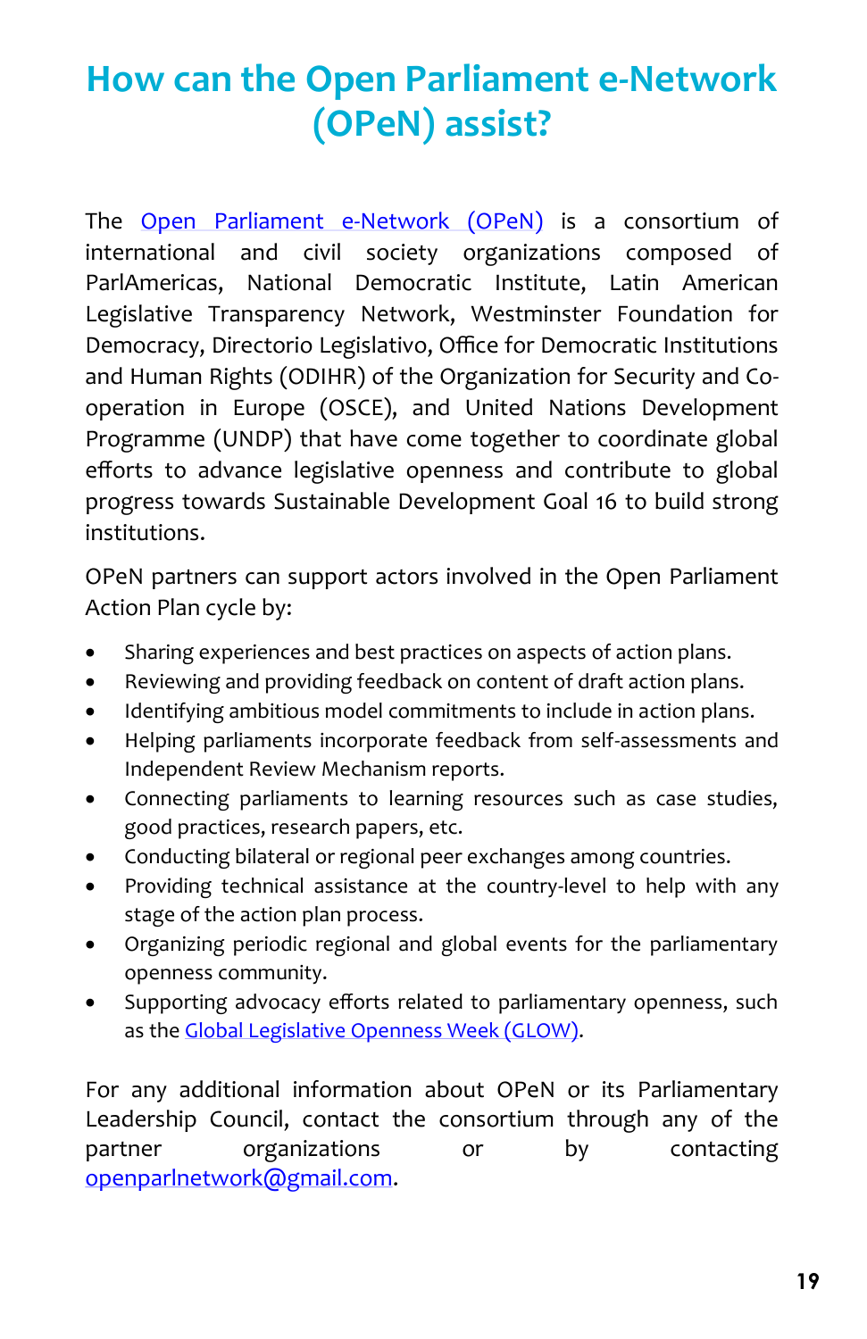# How can the Open Parliament e-Network (OPeN) assist?

The Open Parliament e-Network (OPeN) is a consortium of international and civil society organizations composed of ParlAmericas, National Democratic Institute, Latin American Legislative Transparency Network, Westminster Foundation for Democracy, Directorio Legislativo, Office for Democratic Institutions and Human Rights (ODIHR) of the Organization for Security and Co-operation in Europe (OSCE), and United Nations Development Programme (UNDP) that have come together to coordinate global efforts to advance legislative openness and contribute to global progress towards Sustainable Development Goal 16 to build strong institutions.

OPeN partners can support actors involved in the Open Parliament Action Plan cycle by:

- Sharing experiences and best practices on aspects of action plans.
- Reviewing and providing feedback on content of draft action plans.
- Identifying ambitious model commitments to include in action plans.
- Helping parliaments incorporate feedback from self-assessments and Independent Review Mechanism reports.
- Connecting parliaments to learning resources such as case studies, good practices, research papers, etc.
- Conducting bilateral or regional peer exchanges among countries.
- Providing technical assistance at the country-level to help with any stage of the action plan process.
- Organizing periodic regional and global events for the parliamentary openness community.
- Supporting advocacy efforts related to parliamentary openness, such as the Global Legislative Openness Week (GLOW).

For any additional information about OPeN or its Parliamentary Leadership Council, contact the consortium through any of the partner organizations or by contacting openparlnetwork@gmail.com.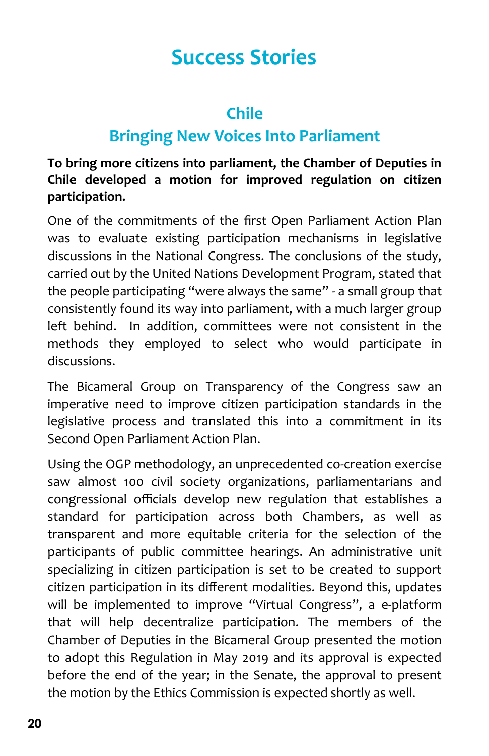# Success Stories

## Chile

## Bringing New Voices Into Parliament

**To bring more citizens into parliament, the Chamber of Deputies in Chile developed a motion for improved regulation on citizen participation.**

One of the commitments of the first Open Parliament Action Plan was to evaluate existing participation mechanisms in legislative discussions in the National Congress. The conclusions of the study, carried out by the United Nations Development Program, stated that the people participating "were always the same" - a small group that consistently found its way into parliament, with a much larger group left behind. In addition, committees were not consistent in the methods they employed to select who would participate in discussions.

The Bicameral Group on Transparency of the Congress saw an imperative need to improve citizen participation standards in the legislative process and translated this into a commitment in its Second Open Parliament Action Plan.

Using the OGP methodology, an unprecedented co-creation exercise saw almost 100 civil society organizations, parliamentarians and congressional officials develop new regulation that establishes a standard for participation across both Chambers, as well as transparent and more equitable criteria for the selection of the participants of public committee hearings. An administrative unit specializing in citizen participation is set to be created to support citizen participation in its different modalities. Beyond this, updates will be implemented to improve "Virtual Congress", a e-platform that will help decentralize participation. The members of the Chamber of Deputies in the Bicameral Group presented the motion to adopt this Regulation in May 2019 and its approval is expected before the end of the year; in the Senate, the approval to present the motion by the Ethics Commission is expected shortly as well.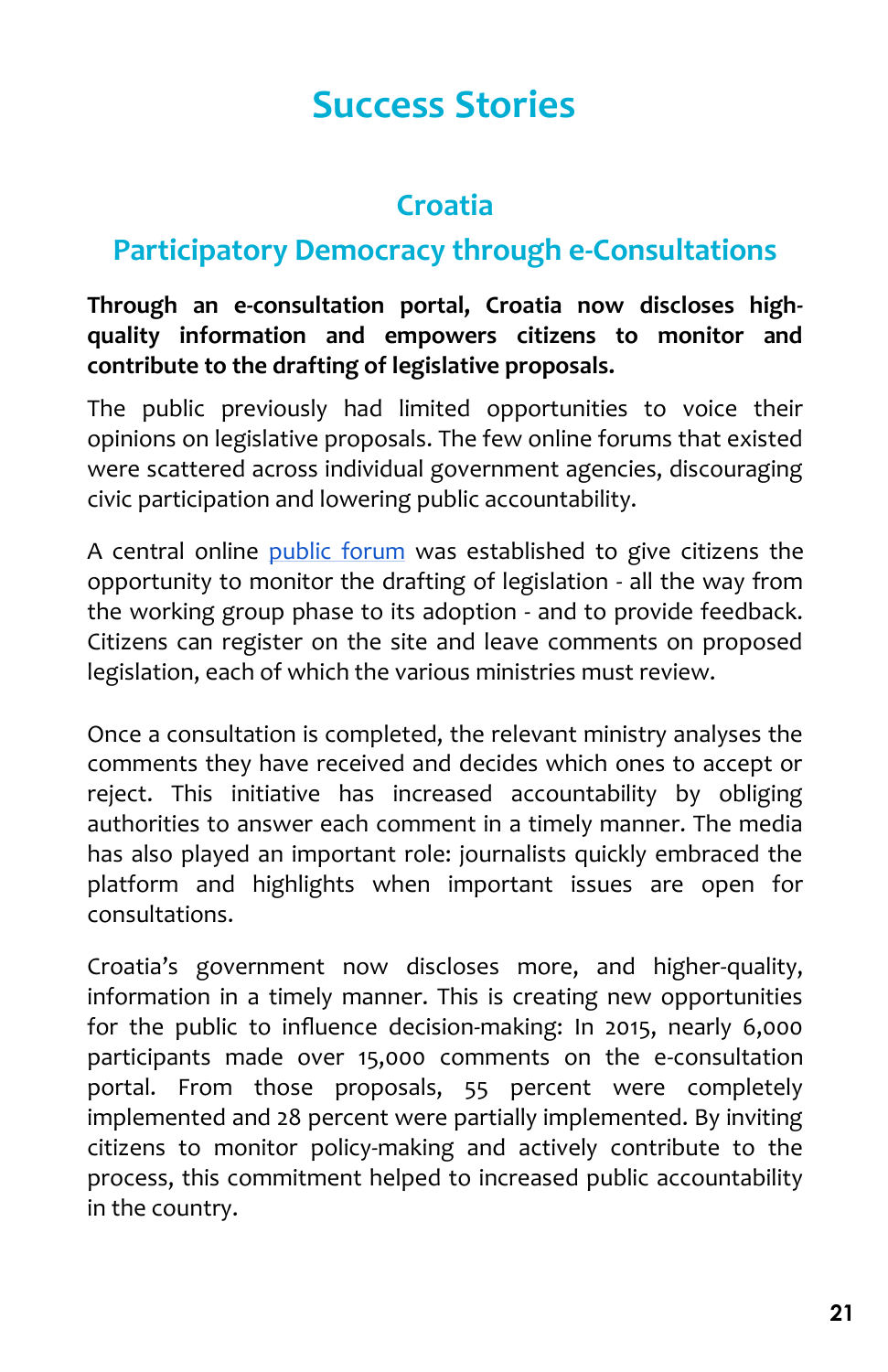# Success Stories

## Croatia

## Participatory Democracy through e-Consultations

**Through an e-consultation portal, Croatia now discloses high-quality information and empowers citizens to monitor and contribute to the drafting of legislative proposals.**

The public previously had limited opportunities to voice their opinions on legislative proposals. The few online forums that existed were scattered across individual government agencies, discouraging civic participation and lowering public accountability.

A central online public forum was established to give citizens the opportunity to monitor the drafting of legislation - all the way from the working group phase to its adoption - and to provide feedback. Citizens can register on the site and leave comments on proposed legislation, each of which the various ministries must review.

Once a consultation is completed, the relevant ministry analyses the comments they have received and decides which ones to accept or reject. This initiative has increased accountability by obliging authorities to answer each comment in a timely manner. The media has also played an important role: journalists quickly embraced the platform and highlights when important issues are open for consultations.

Croatia's government now discloses more, and higher-quality, information in a timely manner. This is creating new opportunities for the public to influence decision-making: In 2015, nearly 6,000 participants made over 15,000 comments on the e-consultation portal. From those proposals, 55 percent were completely implemented and 28 percent were partially implemented. By inviting citizens to monitor policy-making and actively contribute to the process, this commitment helped to increased public accountability in the country.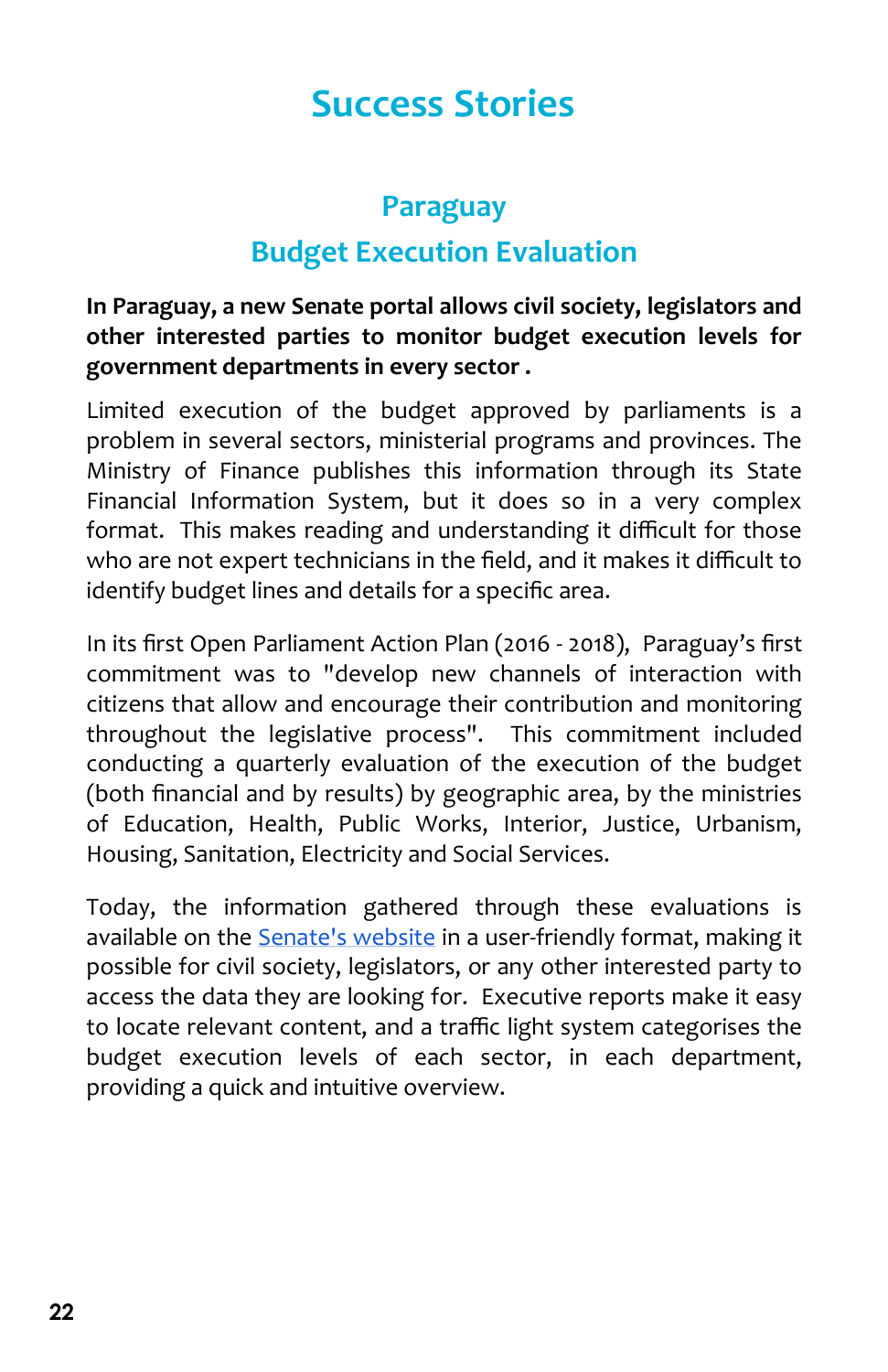# Success Stories

## Paraguay
## Budget Execution Evaluation

**In Paraguay, a new Senate portal allows civil society, legislators and other interested parties to monitor budget execution levels for government departments in every sector .**

Limited execution of the budget approved by parliaments is a problem in several sectors, ministerial programs and provinces. The Ministry of Finance publishes this information through its State Financial Information System, but it does so in a very complex format. This makes reading and understanding it difficult for those who are not expert technicians in the field, and it makes it difficult to identify budget lines and details for a specific area.

In its first Open Parliament Action Plan (2016 - 2018), Paraguay's first commitment was to "develop new channels of interaction with citizens that allow and encourage their contribution and monitoring throughout the legislative process". This commitment included conducting a quarterly evaluation of the execution of the budget (both financial and by results) by geographic area, by the ministries of Education, Health, Public Works, Interior, Justice, Urbanism, Housing, Sanitation, Electricity and Social Services.

Today, the information gathered through these evaluations is available on the Senate's website in a user-friendly format, making it possible for civil society, legislators, or any other interested party to access the data they are looking for. Executive reports make it easy to locate relevant content, and a traffic light system categorises the budget execution levels of each sector, in each department, providing a quick and intuitive overview.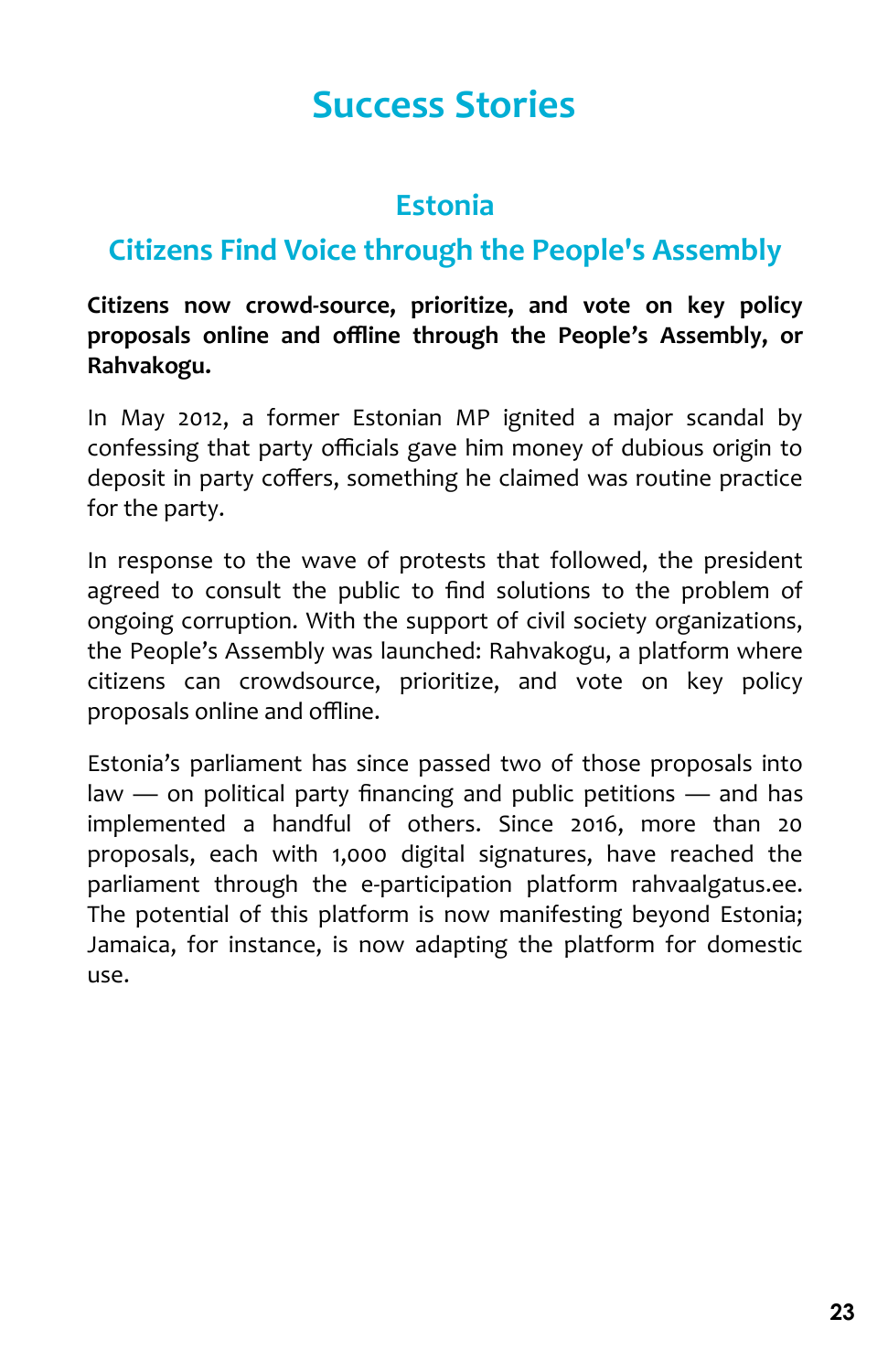# Success Stories

## Estonia

## Citizens Find Voice through the People's Assembly

**Citizens now crowd-source, prioritize, and vote on key policy proposals online and offline through the People's Assembly, or Rahvakogu.**

In May 2012, a former Estonian MP ignited a major scandal by confessing that party officials gave him money of dubious origin to deposit in party coffers, something he claimed was routine practice for the party.

In response to the wave of protests that followed, the president agreed to consult the public to find solutions to the problem of ongoing corruption. With the support of civil society organizations, the People's Assembly was launched: Rahvakogu, a platform where citizens can crowdsource, prioritize, and vote on key policy proposals online and offline.

Estonia's parliament has since passed two of those proposals into law — on political party financing and public petitions — and has implemented a handful of others. Since 2016, more than 20 proposals, each with 1,000 digital signatures, have reached the parliament through the e-participation platform rahvaalgatus.ee. The potential of this platform is now manifesting beyond Estonia; Jamaica, for instance, is now adapting the platform for domestic use.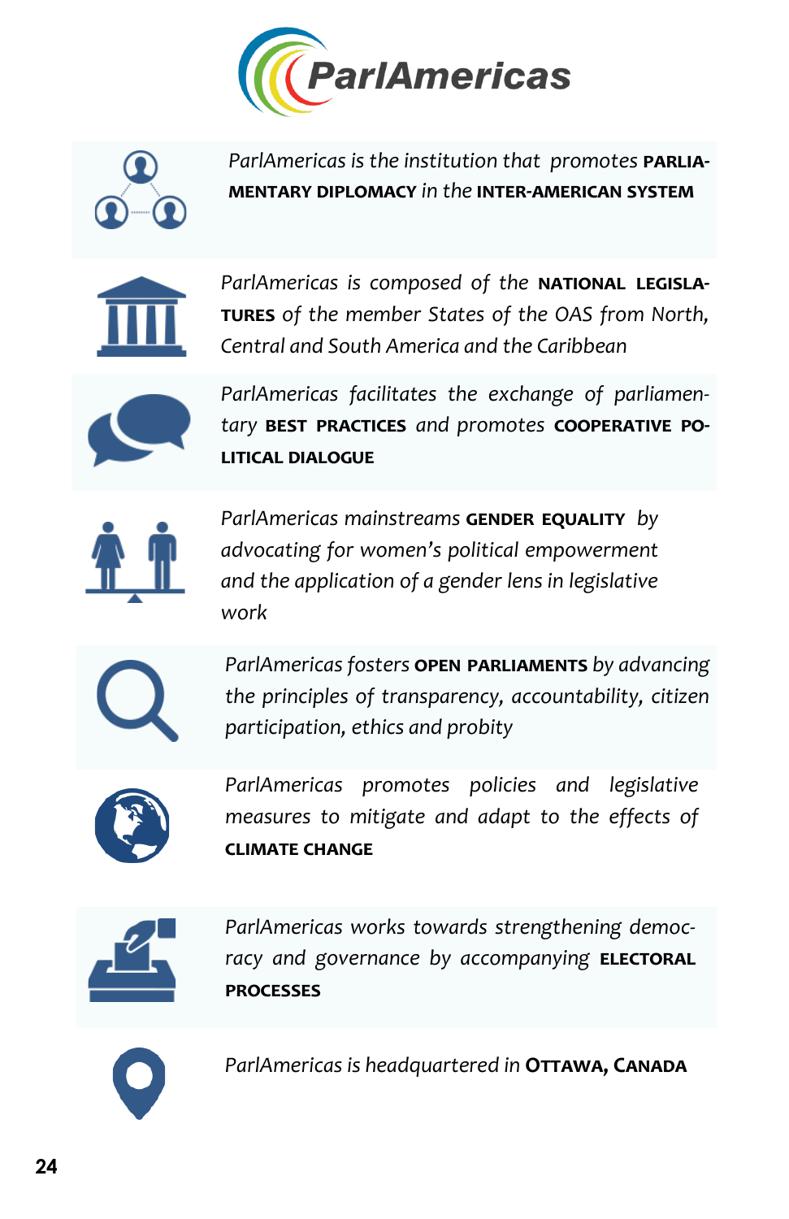# ParlAmericas

*ParlAmericas is the institution that promotes* **PARLIAMENTARY DIPLOMACY** *in the* **INTER-AMERICAN SYSTEM**

*ParlAmericas is composed of the* **NATIONAL LEGISLATURES** *of the member States of the OAS from North, Central and South America and the Caribbean*

*ParlAmericas facilitates the exchange of parliamentary* **BEST PRACTICES** *and promotes* **COOPERATIVE POLITICAL DIALOGUE**

*ParlAmericas mainstreams* **GENDER EQUALITY** *by advocating for women's political empowerment and the application of a gender lens in legislative work*

*ParlAmericas fosters* **OPEN PARLIAMENTS** *by advancing the principles of transparency, accountability, citizen participation, ethics and probity*

*ParlAmericas promotes policies and legislative measures to mitigate and adapt to the effects of* **CLIMATE CHANGE**

*ParlAmericas works towards strengthening democracy and governance by accompanying* **ELECTORAL PROCESSES**

*ParlAmericas is headquartered in* **OTTAWA, CANADA**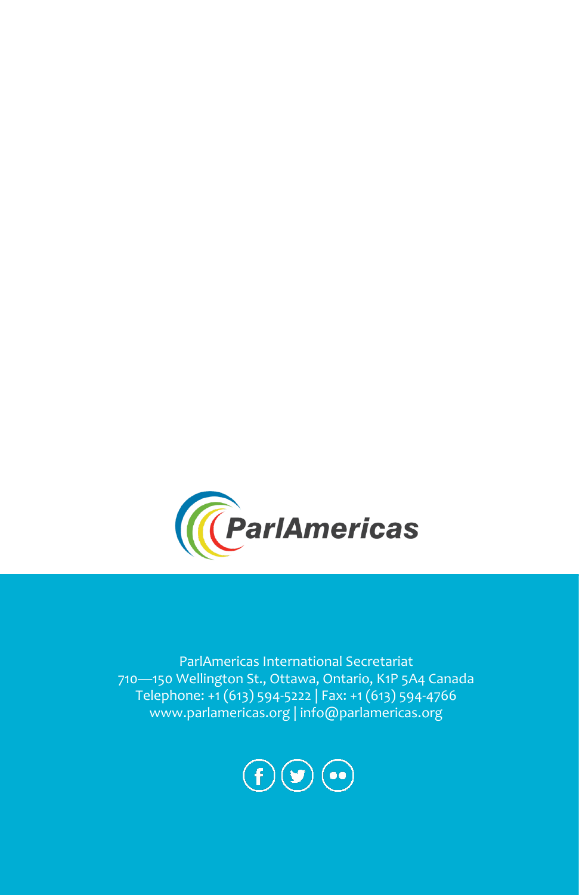ParlAmericas

ParlAmericas International Secretariat
710—150 Wellington St., Ottawa, Ontario, K1P 5A4 Canada
Telephone: +1 (613) 594-5222 | Fax: +1 (613) 594-4766
www.parlamericas.org | info@parlamericas.org